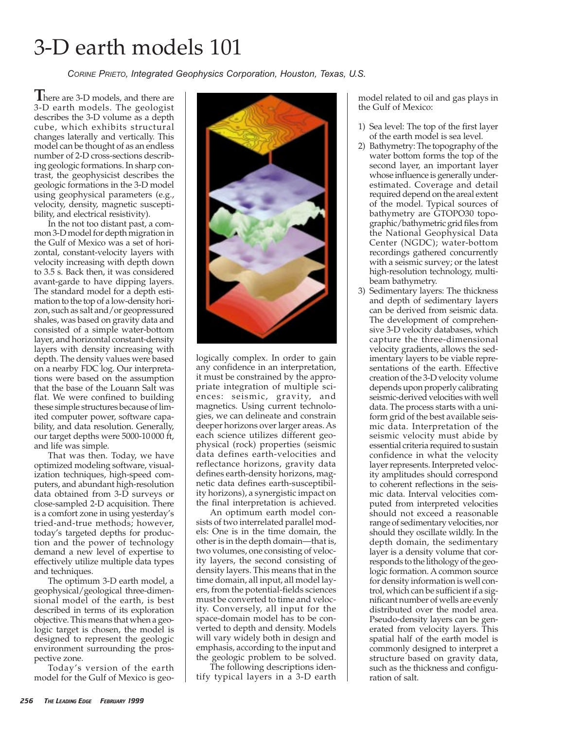# 3-D earth models 101

*CORINE PRIETO, Integrated Geophysics Corporation, Houston, Texas, U.S.*

There are 3-D models, and there are 3-D earth models. The geologist describes the 3-D volume as a depth cube, which exhibits structural changes laterally and vertically. This model can be thought of as an endless number of 2-D cross-sections describing geologic formations. In sharp contrast, the geophysicist describes the geologic formations in the 3-D model using geophysical parameters (e.g., velocity, density, magnetic susceptibility, and electrical resistivity).

In the not too distant past, a common 3-D model for depth migration in the Gulf of Mexico was a set of horizontal, constant-velocity layers with velocity increasing with depth down to 3.5 s. Back then, it was considered avant-garde to have dipping layers. The standard model for a depth estimation to the top of a low-density horizon, such as salt and/or geopressured shales, was based on gravity data and consisted of a simple water-bottom layer, and horizontal constant-density layers with density increasing with depth. The density values were based on a nearby FDC log. Our interpretations were based on the assumption that the base of the Louann Salt was flat. We were confined to building these simple structures because of limited computer power, software capability, and data resolution. Generally, our target depths were 5000-10 000 ft, and life was simple.

That was then. Today, we have optimized modeling software, visualization techniques, high-speed computers, and abundant high-resolution data obtained from 3-D surveys or close-sampled 2-D acquisition. There is a comfort zone in using yesterday's tried-and-true methods; however, today's targeted depths for production and the power of technology demand a new level of expertise to effectively utilize multiple data types and techniques.

The optimum 3-D earth model, a geophysical/geological three-dimensional model of the earth, is best described in terms of its exploration objective. This means that when a geologic target is chosen, the model is designed to represent the geologic environment surrounding the prospective zone.

Today's version of the earth model for the Gulf of Mexico is geologically complex. In order to gain any confidence in an interpretation, it must be constrained by the appropriate integration of multiple sciences: seismic, gravity, and magnetics. Using current technologies, we can delineate and constrain deeper horizons over larger areas. As each science utilizes different geophysical (rock) properties (seismic data defines earth-velocities and reflectance horizons, gravity data defines earth-density horizons, magnetic data defines earth-susceptibility horizons), a synergistic impact on the final interpretation is achieved.

An optimum earth model consists of two interrelated parallel models: One is in the time domain, the other is in the depth domain—that is, two volumes, one consisting of velocity layers, the second consisting of density layers. This means that in the time domain, all input, all model layers, from the potential-fields sciences must be converted to time and velocity. Conversely, all input for the space-domain model has to be converted to depth and density. Models will vary widely both in design and emphasis, according to the input and the geologic problem to be solved.

The following descriptions identify typical layers in a 3-D earth model related to oil and gas plays in the Gulf of Mexico:

1) Sea level: The top of the first layer of the earth model is sea level.
2) Bathymetry: The topography of the water bottom forms the top of the second layer, an important layer whose influence is generally underestimated. Coverage and detail required depend on the areal extent of the model. Typical sources of bathymetry are GTOPO30 topographic/bathymetric grid files from the National Geophysical Data Center (NGDC); water-bottom recordings gathered concurrently with a seismic survey; or the latest high-resolution technology, multibeam bathymetry.
3) Sedimentary layers: The thickness and depth of sedimentary layers can be derived from seismic data. The development of comprehensive 3-D velocity databases, which capture the three-dimensional velocity gradients, allows the sedimentary layers to be viable representations of the earth. Effective creation of the 3-D velocity volume depends upon properly calibrating seismic-derived velocities with well data. The process starts with a uniform grid of the best available seismic data. Interpretation of the seismic velocity must abide by essential criteria required to sustain confidence in what the velocity layer represents. Interpreted velocity amplitudes should correspond to coherent reflections in the seismic data. Interval velocities computed from interpreted velocities should not exceed a reasonable range of sedimentary velocities, nor should they oscillate wildly. In the depth domain, the sedimentary layer is a density volume that corresponds to the lithology of the geologic formation. A common source for density information is well control, which can be sufficient if a significant number of wells are evenly distributed over the model area. Pseudo-density layers can be generated from velocity layers. This spatial half of the earth model is commonly designed to interpret a structure based on gravity data, such as the thickness and configuration of salt.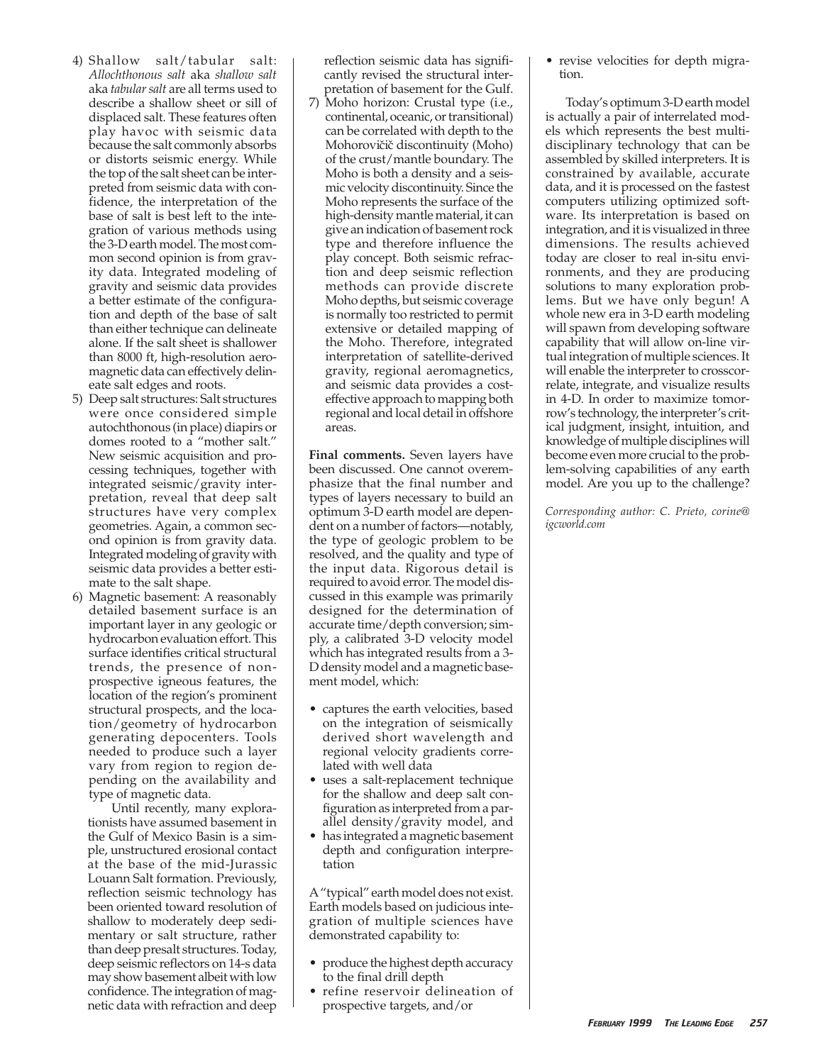4) Shallow salt/tabular salt: *Allochthonous salt* aka *shallow salt* aka *tabular salt* are all terms used to describe a shallow sheet or sill of displaced salt. These features often play havoc with seismic data because the salt commonly absorbs or distorts seismic energy. While the top of the salt sheet can be interpreted from seismic data with confidence, the interpretation of the base of salt is best left to the integration of various methods using the 3-D earth model. The most common second opinion is from gravity data. Integrated modeling of gravity and seismic data provides a better estimate of the configuration and depth of the base of salt than either technique can delineate alone. If the salt sheet is shallower than 8000 ft, high-resolution aeromagnetic data can effectively delineate salt edges and roots.
5) Deep salt structures: Salt structures were once considered simple autochthonous (in place) diapirs or domes rooted to a "mother salt." New seismic acquisition and processing techniques, together with integrated seismic/gravity interpretation, reveal that deep salt structures have very complex geometries. Again, a common second opinion is from gravity data. Integrated modeling of gravity with seismic data provides a better estimate to the salt shape.
6) Magnetic basement: A reasonably detailed basement surface is an important layer in any geologic or hydrocarbon evaluation effort. This surface identifies critical structural trends, the presence of nonprospective igneous features, the location of the region's prominent structural prospects, and the location/geometry of hydrocarbon generating depocenters. Tools needed to produce such a layer vary from region to region depending on the availability and type of magnetic data.

   Until recently, many explorationists have assumed basement in the Gulf of Mexico Basin is a simple, unstructured erosional contact at the base of the mid-Jurassic Louann Salt formation. Previously, reflection seismic technology has been oriented toward resolution of shallow to moderately deep sedimentary or salt structure, rather than deep presalt structures. Today, deep seismic reflectors on 14-s data may show basement albeit with low confidence. The integration of magnetic data with refraction and deep reflection seismic data has significantly revised the structural interpretation of basement for the Gulf.
7) Moho horizon: Crustal type (i.e., continental, oceanic, or transitional) can be correlated with depth to the Mohorovičič discontinuity (Moho) of the crust/mantle boundary. The Moho is both a density and a seismic velocity discontinuity. Since the Moho represents the surface of the high-density mantle material, it can give an indication of basement rock type and therefore influence the play concept. Both seismic refraction and deep seismic reflection methods can provide discrete Moho depths, but seismic coverage is normally too restricted to permit extensive or detailed mapping of the Moho. Therefore, integrated interpretation of satellite-derived gravity, regional aeromagnetics, and seismic data provides a cost-effective approach to mapping both regional and local detail in offshore areas.

**Final comments.** Seven layers have been discussed. One cannot overemphasize that the final number and types of layers necessary to build an optimum 3-D earth model are dependent on a number of factors—notably, the type of geologic problem to be resolved, and the quality and type of the input data. Rigorous detail is required to avoid error. The model discussed in this example was primarily designed for the determination of accurate time/depth conversion; simply, a calibrated 3-D velocity model which has integrated results from a 3-D density model and a magnetic basement model, which:

- captures the earth velocities, based on the integration of seismically derived short wavelength and regional velocity gradients correlated with well data
- uses a salt-replacement technique for the shallow and deep salt configuration as interpreted from a parallel density/gravity model, and
- has integrated a magnetic basement depth and configuration interpretation

A "typical" earth model does not exist. Earth models based on judicious integration of multiple sciences have demonstrated capability to:

- produce the highest depth accuracy to the final drill depth
- refine reservoir delineation of prospective targets, and/or
- revise velocities for depth migration.

Today's optimum 3-D earth model is actually a pair of interrelated models which represents the best multidisciplinary technology that can be assembled by skilled interpreters. It is constrained by available, accurate data, and it is processed on the fastest computers utilizing optimized software. Its interpretation is based on integration, and it is visualized in three dimensions. The results achieved today are closer to real in-situ environments, and they are producing solutions to many exploration problems. But we have only begun! A whole new era in 3-D earth modeling will spawn from developing software capability that will allow on-line virtual integration of multiple sciences. It will enable the interpreter to crosscorrelate, integrate, and visualize results in 4-D. In order to maximize tomorrow's technology, the interpreter's critical judgment, insight, intuition, and knowledge of multiple disciplines will become even more crucial to the problem-solving capabilities of any earth model. Are you up to the challenge?

*Corresponding author: C. Prieto, corine@igcworld.com*